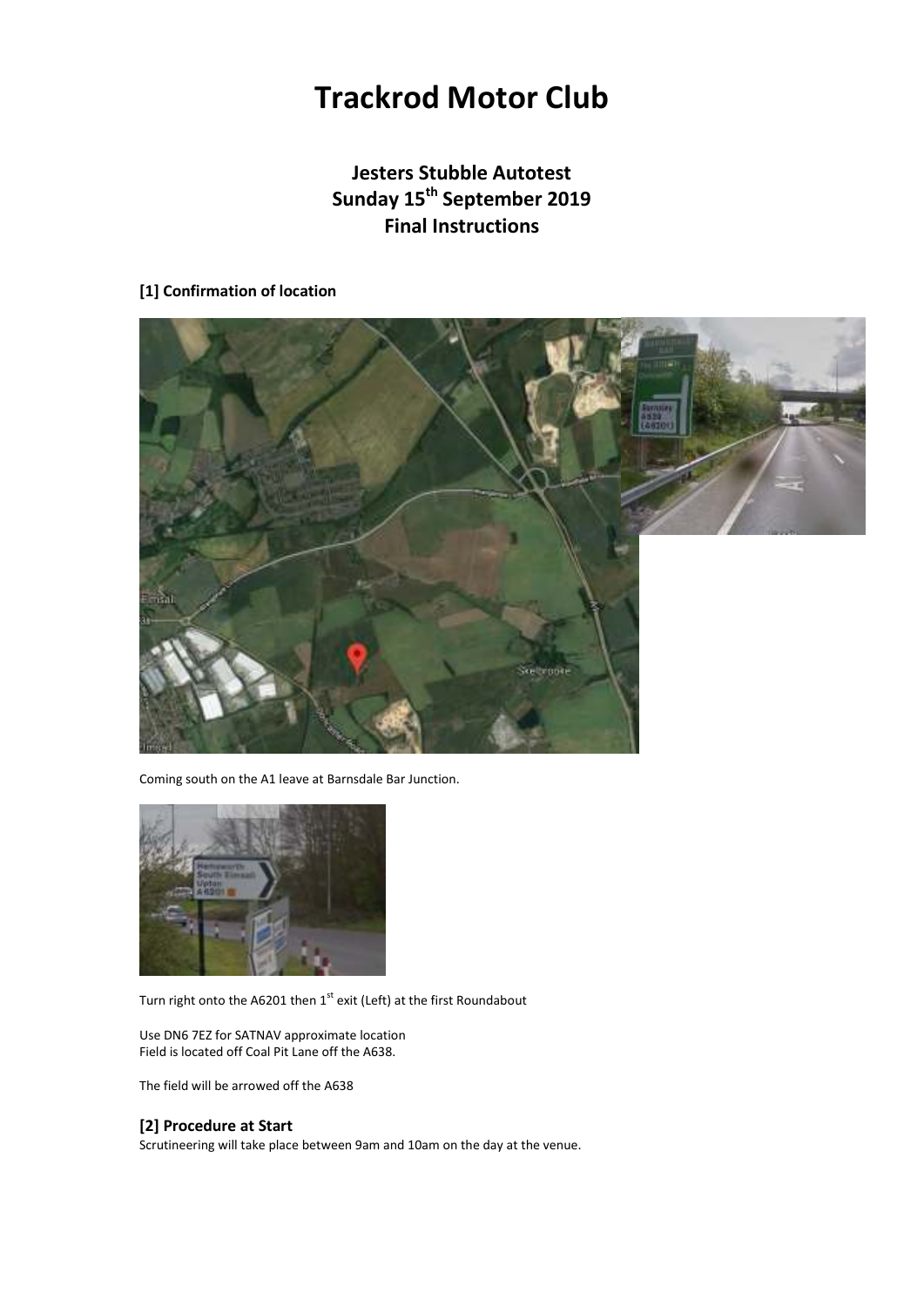# Trackrod Motor Club

## Jesters Stubble Autotest
## Sunday 15th September 2019
## Final Instructions

### [1] Confirmation of location

Coming south on the A1 leave at Barnsdale Bar Junction.

Turn right onto the A6201 then 1st exit (Left) at the first Roundabout

Use DN6 7EZ for SATNAV approximate location
Field is located off Coal Pit Lane off the A638.

The field will be arrowed off the A638

### [2] Procedure at Start

Scrutineering will take place between 9am and 10am on the day at the venue.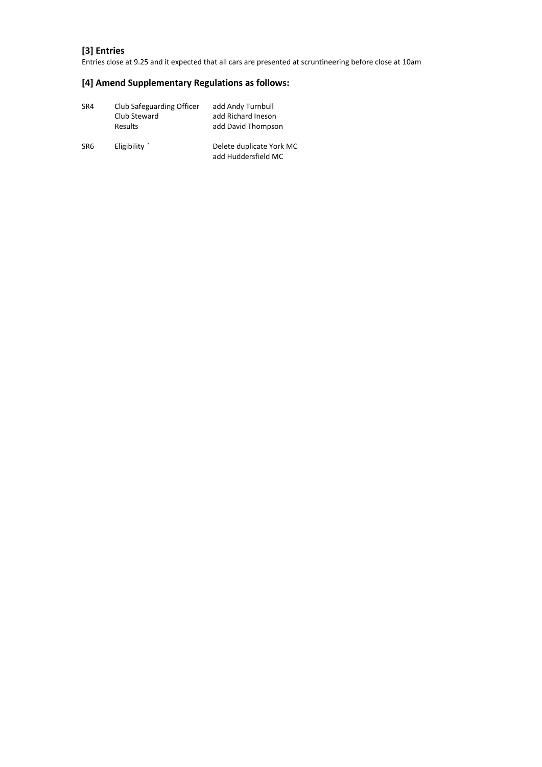## [3] Entries

Entries close at 9.25 and it expected that all cars are presented at scrutineering before close at 10am

## [4] Amend Supplementary Regulations as follows:

| | | |
|---|---|---|
| SR4 | Club Safeguarding Officer | add Andy Turnbull |
| | Club Steward | add Richard Ineson |
| | Results | add David Thompson |
| SR6 | Eligibility ` | Delete duplicate York MC |
| | | add Huddersfield MC |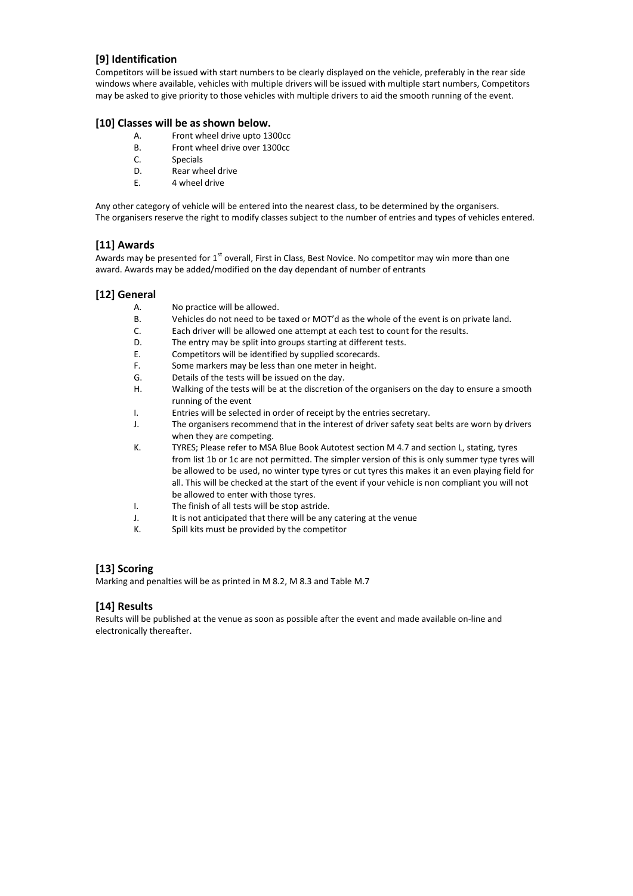## [9] Identification

Competitors will be issued with start numbers to be clearly displayed on the vehicle, preferably in the rear side windows where available, vehicles with multiple drivers will be issued with multiple start numbers, Competitors may be asked to give priority to those vehicles with multiple drivers to aid the smooth running of the event.

## [10] Classes will be as shown below.

A. Front wheel drive upto 1300cc
B. Front wheel drive over 1300cc
C. Specials
D. Rear wheel drive
E. 4 wheel drive

Any other category of vehicle will be entered into the nearest class, to be determined by the organisers.
The organisers reserve the right to modify classes subject to the number of entries and types of vehicles entered.

## [11] Awards

Awards may be presented for 1st overall, First in Class, Best Novice. No competitor may win more than one award. Awards may be added/modified on the day dependant of number of entrants

## [12] General

A. No practice will be allowed.
B. Vehicles do not need to be taxed or MOT'd as the whole of the event is on private land.
C. Each driver will be allowed one attempt at each test to count for the results.
D. The entry may be split into groups starting at different tests.
E. Competitors will be identified by supplied scorecards.
F. Some markers may be less than one meter in height.
G. Details of the tests will be issued on the day.
H. Walking of the tests will be at the discretion of the organisers on the day to ensure a smooth running of the event
I. Entries will be selected in order of receipt by the entries secretary.
J. The organisers recommend that in the interest of driver safety seat belts are worn by drivers when they are competing.
K. TYRES; Please refer to MSA Blue Book Autotest section M 4.7 and section L, stating, tyres from list 1b or 1c are not permitted. The simpler version of this is only summer type tyres will be allowed to be used, no winter type tyres or cut tyres this makes it an even playing field for all. This will be checked at the start of the event if your vehicle is non compliant you will not be allowed to enter with those tyres.
I. The finish of all tests will be stop astride.
J. It is not anticipated that there will be any catering at the venue
K. Spill kits must be provided by the competitor

## [13] Scoring

Marking and penalties will be as printed in M 8.2, M 8.3 and Table M.7

## [14] Results

Results will be published at the venue as soon as possible after the event and made available on-line and electronically thereafter.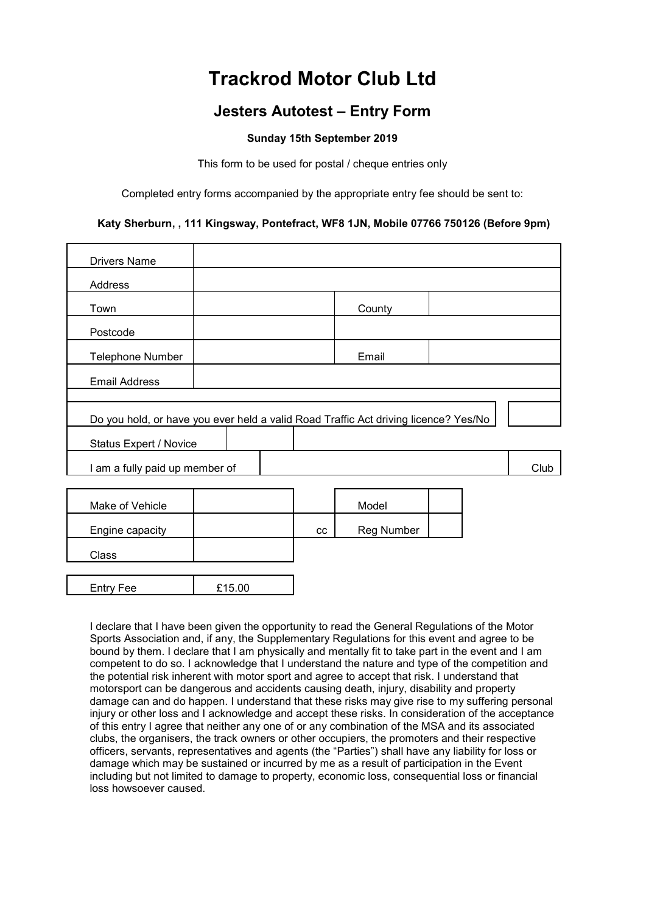# Trackrod Motor Club Ltd

## Jesters Autotest – Entry Form

**Sunday 15th September 2019**

This form to be used for postal / cheque entries only

Completed entry forms accompanied by the appropriate entry fee should be sent to:

**Katy Sherburn, , 111 Kingsway, Pontefract, WF8 1JN, Mobile 07766 750126 (Before 9pm)**

| | | | |
|---|---|---|---|
| Drivers Name | | | |
| Address | | | |
| Town | | County | |
| Postcode | | | |
| Telephone Number | | Email | |
| Email Address | | | |

| | |
|---|---|
| Do you hold, or have you ever held a valid Road Traffic Act driving licence? Yes/No | |
| Status Expert / Novice | |
| I am a fully paid up member of | Club |

| | | | | |
|---|---|---|---|---|
| Make of Vehicle | | | Model | |
| Engine capacity | | cc | Reg Number | |
| Class | | | | |

| | |
|---|---|
| Entry Fee | £15.00 |

I declare that I have been given the opportunity to read the General Regulations of the Motor Sports Association and, if any, the Supplementary Regulations for this event and agree to be bound by them. I declare that I am physically and mentally fit to take part in the event and I am competent to do so. I acknowledge that I understand the nature and type of the competition and the potential risk inherent with motor sport and agree to accept that risk. I understand that motorsport can be dangerous and accidents causing death, injury, disability and property damage can and do happen. I understand that these risks may give rise to my suffering personal injury or other loss and I acknowledge and accept these risks. In consideration of the acceptance of this entry I agree that neither any one of or any combination of the MSA and its associated clubs, the organisers, the track owners or other occupiers, the promoters and their respective officers, servants, representatives and agents (the "Parties") shall have any liability for loss or damage which may be sustained or incurred by me as a result of participation in the Event including but not limited to damage to property, economic loss, consequential loss or financial loss howsoever caused.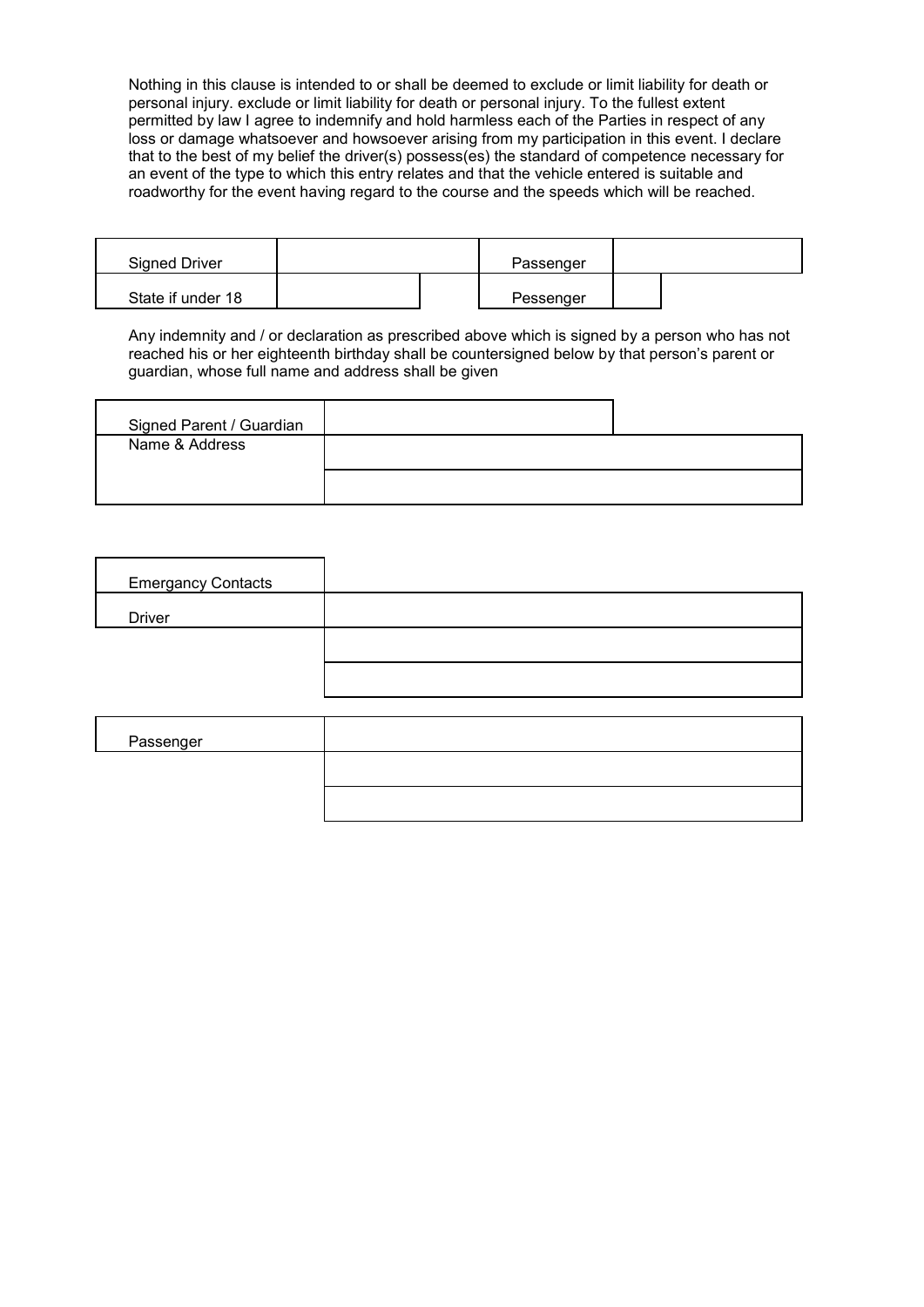Nothing in this clause is intended to or shall be deemed to exclude or limit liability for death or personal injury. exclude or limit liability for death or personal injury. To the fullest extent permitted by law I agree to indemnify and hold harmless each of the Parties in respect of any loss or damage whatsoever and howsoever arising from my participation in this event. I declare that to the best of my belief the driver(s) possess(es) the standard of competence necessary for an event of the type to which this entry relates and that the vehicle entered is suitable and roadworthy for the event having regard to the course and the speeds which will be reached.

| | | | | |
|---|---|---|---|---|
| Signed Driver | | | Passenger | |
| State if under 18 | | | Pessenger | |

Any indemnity and / or declaration as prescribed above which is signed by a person who has not reached his or her eighteenth birthday shall be countersigned below by that person's parent or guardian, whose full name and address shall be given

| | |
|---|---|
| Signed Parent / Guardian | |
| Name & Address | |
| | |

| | |
|---|---|
| Emergancy Contacts | |
| Driver | |
| | |
| | |

| | |
|---|---|
| Passenger | |
| | |
| | |